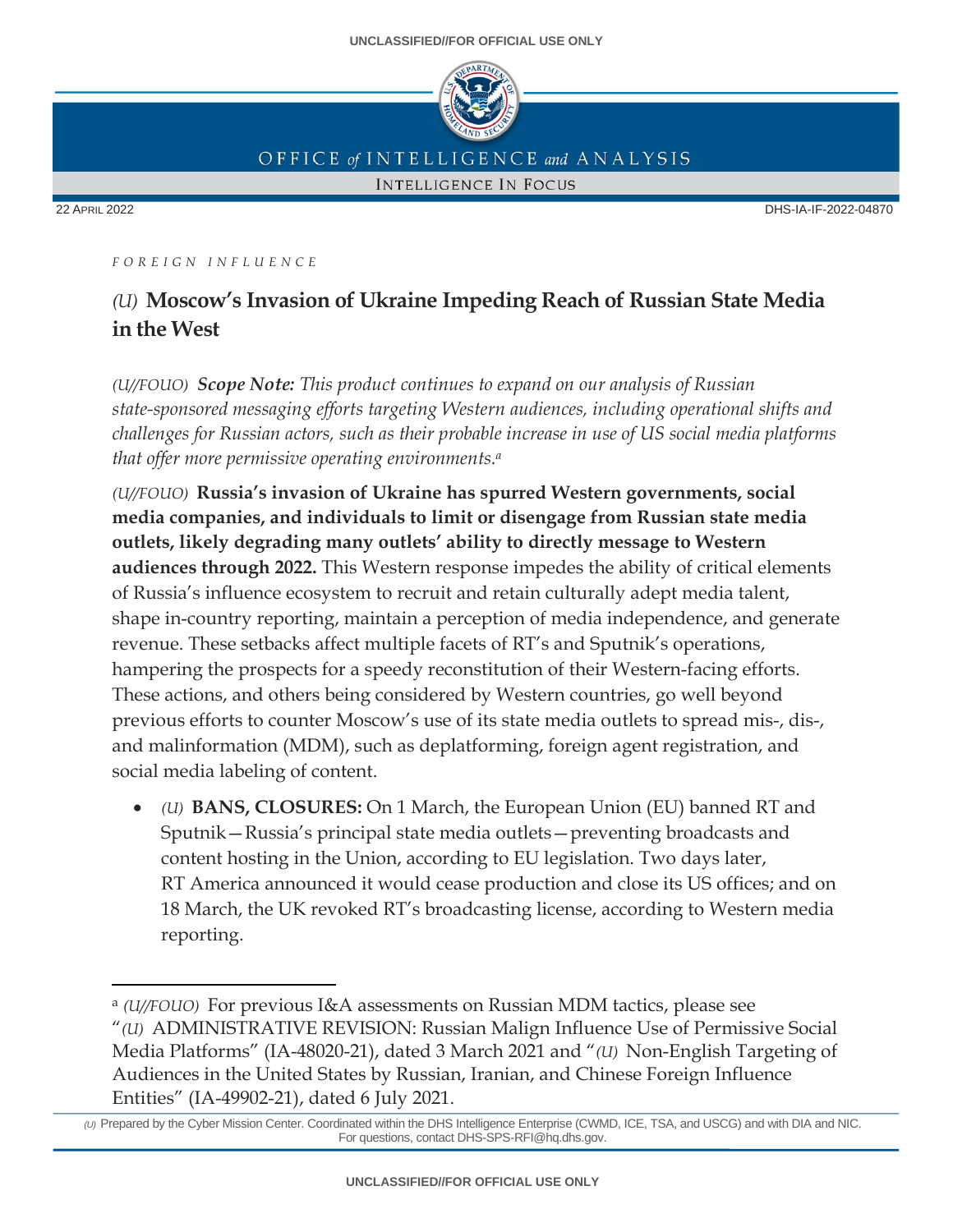OFFICE *of* INTELLIGENCE *and* ANALYSIS

INTELLIGENCE IN FOCUS

22 APRIL 2022

DHS-IA-IF-2022-04870

*FOREIGN INFLUENCE*

# *(U)* Moscow's Invasion of Ukraine Impeding Reach of Russian State Media in the West

*(U//FOUO)* ***Scope Note:*** *This product continues to expand on our analysis of Russian state-sponsored messaging efforts targeting Western audiences, including operational shifts and challenges for Russian actors, such as their probable increase in use of US social media platforms that offer more permissive operating environments.*[a]

*(U//FOUO)* **Russia's invasion of Ukraine has spurred Western governments, social media companies, and individuals to limit or disengage from Russian state media outlets, likely degrading many outlets' ability to directly message to Western audiences through 2022.** This Western response impedes the ability of critical elements of Russia's influence ecosystem to recruit and retain culturally adept media talent, shape in-country reporting, maintain a perception of media independence, and generate revenue. These setbacks affect multiple facets of RT's and Sputnik's operations, hampering the prospects for a speedy reconstitution of their Western-facing efforts. These actions, and others being considered by Western countries, go well beyond previous efforts to counter Moscow's use of its state media outlets to spread mis-, dis-, and malinformation (MDM), such as deplatforming, foreign agent registration, and social media labeling of content.

- *(U)* **BANS, CLOSURES:** On 1 March, the European Union (EU) banned RT and Sputnik—Russia's principal state media outlets—preventing broadcasts and content hosting in the Union, according to EU legislation. Two days later, RT America announced it would cease production and close its US offices; and on 18 March, the UK revoked RT's broadcasting license, according to Western media reporting.

---

[a] *(U//FOUO)* For previous I&A assessments on Russian MDM tactics, please see "*(U)* ADMINISTRATIVE REVISION: Russian Malign Influence Use of Permissive Social Media Platforms" (IA-48020-21), dated 3 March 2021 and "*(U)* Non-English Targeting of Audiences in the United States by Russian, Iranian, and Chinese Foreign Influence Entities" (IA-49902-21), dated 6 July 2021.

*(U)* Prepared by the Cyber Mission Center. Coordinated within the DHS Intelligence Enterprise (CWMD, ICE, TSA, and USCG) and with DIA and NIC. For questions, contact DHS-SPS-RFI@hq.dhs.gov.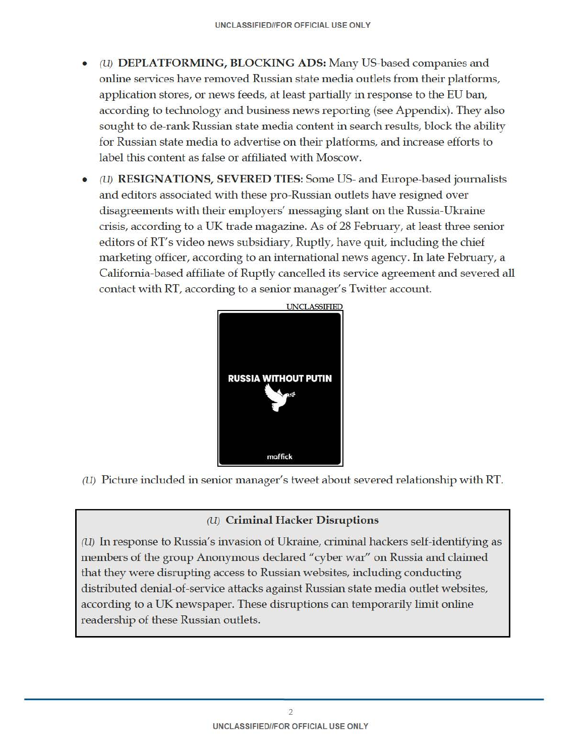- *(U)* **DEPLATFORMING, BLOCKING ADS:** Many US-based companies and online services have removed Russian state media outlets from their platforms, application stores, or news feeds, at least partially in response to the EU ban, according to technology and business news reporting (see Appendix). They also sought to de-rank Russian state media content in search results, block the ability for Russian state media to advertise on their platforms, and increase efforts to label this content as false or affiliated with Moscow.
- *(U)* **RESIGNATIONS, SEVERED TIES**: Some US- and Europe-based journalists and editors associated with these pro-Russian outlets have resigned over disagreements with their employers' messaging slant on the Russia-Ukraine crisis, according to a UK trade magazine. As of 28 February, at least three senior editors of RT's video news subsidiary, Ruptly, have quit, including the chief marketing officer, according to an international news agency. In late February, a California-based affiliate of Ruptly cancelled its service agreement and severed all contact with RT, according to a senior manager's Twitter account.

UNCLASSIFIED

RUSSIA WITHOUT PUTIN

maffick

*(U)* Picture included in senior manager's tweet about severed relationship with RT.

### *(U)* Criminal Hacker Disruptions

*(U)* In response to Russia's invasion of Ukraine, criminal hackers self-identifying as members of the group Anonymous declared "cyber war" on Russia and claimed that they were disrupting access to Russian websites, including conducting distributed denial-of-service attacks against Russian state media outlet websites, according to a UK newspaper. These disruptions can temporarily limit online readership of these Russian outlets.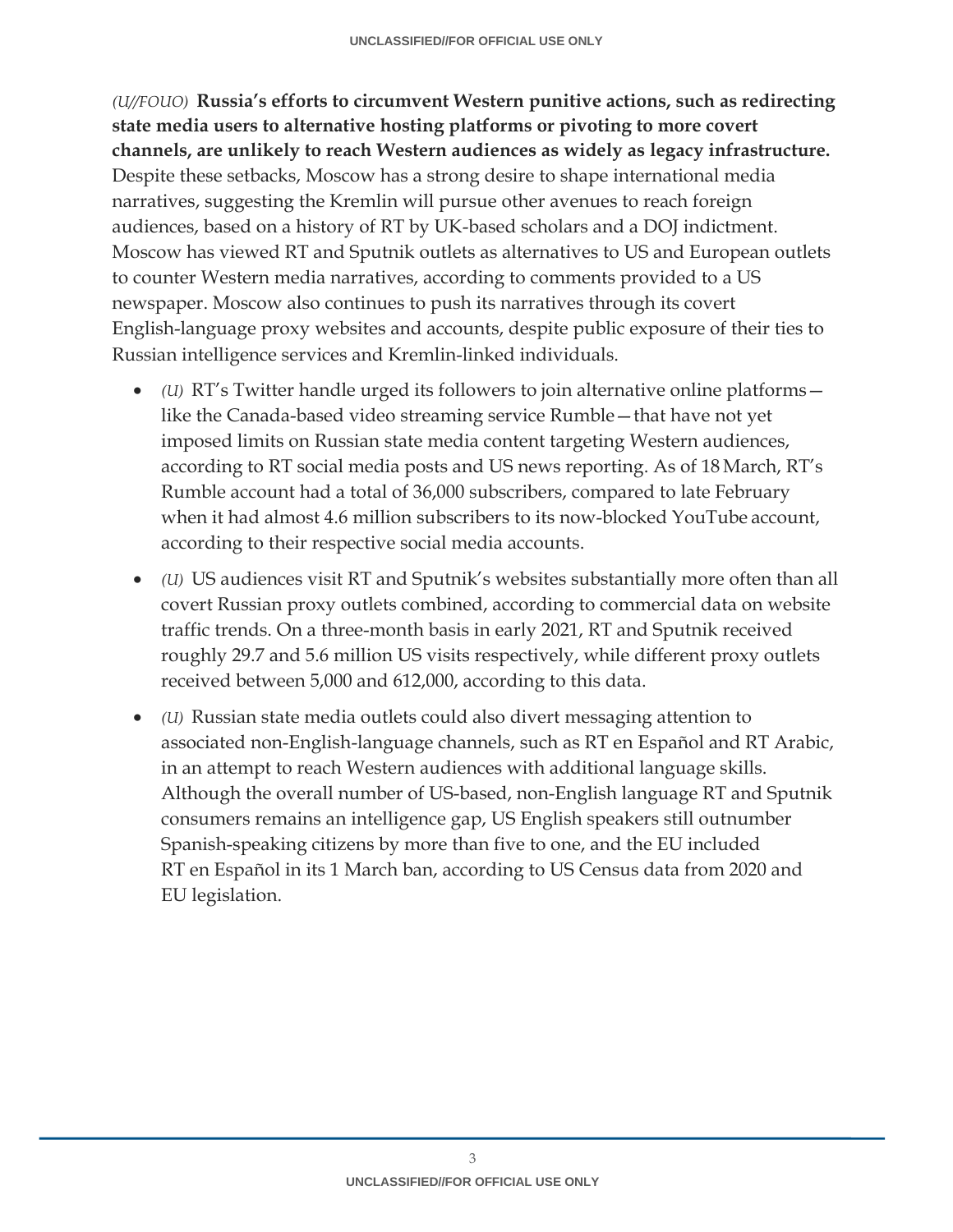*(U//FOUO)* **Russia's efforts to circumvent Western punitive actions, such as redirecting state media users to alternative hosting platforms or pivoting to more covert channels, are unlikely to reach Western audiences as widely as legacy infrastructure.** Despite these setbacks, Moscow has a strong desire to shape international media narratives, suggesting the Kremlin will pursue other avenues to reach foreign audiences, based on a history of RT by UK-based scholars and a DOJ indictment. Moscow has viewed RT and Sputnik outlets as alternatives to US and European outlets to counter Western media narratives, according to comments provided to a US newspaper. Moscow also continues to push its narratives through its covert English-language proxy websites and accounts, despite public exposure of their ties to Russian intelligence services and Kremlin-linked individuals.

- *(U)* RT's Twitter handle urged its followers to join alternative online platforms—like the Canada-based video streaming service Rumble—that have not yet imposed limits on Russian state media content targeting Western audiences, according to RT social media posts and US news reporting. As of 18 March, RT's Rumble account had a total of 36,000 subscribers, compared to late February when it had almost 4.6 million subscribers to its now-blocked YouTube account, according to their respective social media accounts.

- *(U)* US audiences visit RT and Sputnik's websites substantially more often than all covert Russian proxy outlets combined, according to commercial data on website traffic trends. On a three-month basis in early 2021, RT and Sputnik received roughly 29.7 and 5.6 million US visits respectively, while different proxy outlets received between 5,000 and 612,000, according to this data.

- *(U)* Russian state media outlets could also divert messaging attention to associated non-English-language channels, such as RT en Español and RT Arabic, in an attempt to reach Western audiences with additional language skills. Although the overall number of US-based, non-English language RT and Sputnik consumers remains an intelligence gap, US English speakers still outnumber Spanish-speaking citizens by more than five to one, and the EU included RT en Español in its 1 March ban, according to US Census data from 2020 and EU legislation.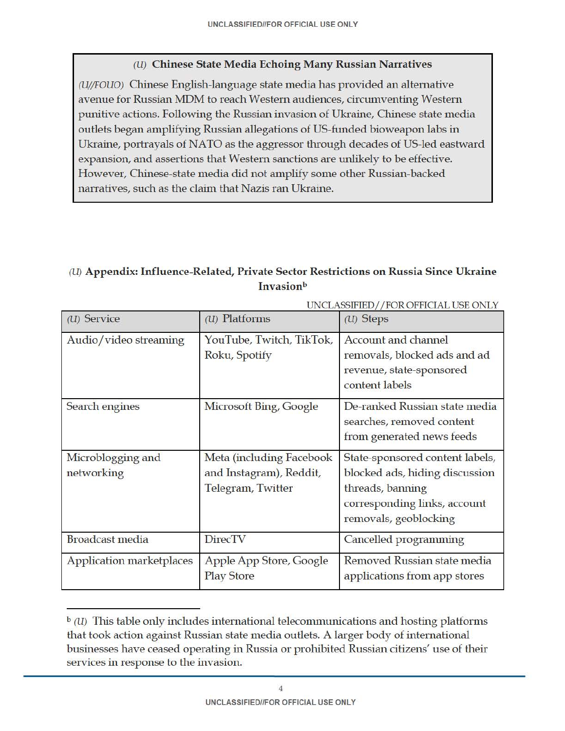### (U) Chinese State Media Echoing Many Russian Narratives

*(U//FOUO)* Chinese English-language state media has provided an alternative avenue for Russian MDM to reach Western audiences, circumventing Western punitive actions. Following the Russian invasion of Ukraine, Chinese state media outlets began amplifying Russian allegations of US-funded bioweapon labs in Ukraine, portrayals of NATO as the aggressor through decades of US-led eastward expansion, and assertions that Western sanctions are unlikely to be effective. However, Chinese-state media did not amplify some other Russian-backed narratives, such as the claim that Nazis ran Ukraine.

## *(U)* Appendix: Influence-Related, Private Sector Restrictions on Russia Since Ukraine Invasion[b]

UNCLASSIFIED//FOR OFFICIAL USE ONLY

| *(U)* Service | *(U)* Platforms | *(U)* Steps |
|---|---|---|
| Audio/video streaming | YouTube, Twitch, TikTok, Roku, Spotify | Account and channel removals, blocked ads and ad revenue, state-sponsored content labels |
| Search engines | Microsoft Bing, Google | De-ranked Russian state media searches, removed content from generated news feeds |
| Microblogging and networking | Meta (including Facebook and Instagram), Reddit, Telegram, Twitter | State-sponsored content labels, blocked ads, hiding discussion threads, banning corresponding links, account removals, geoblocking |
| Broadcast media | DirecTV | Cancelled programming |
| Application marketplaces | Apple App Store, Google Play Store | Removed Russian state media applications from app stores |

[b] *(U)* This table only includes international telecommunications and hosting platforms that took action against Russian state media outlets. A larger body of international businesses have ceased operating in Russia or prohibited Russian citizens' use of their services in response to the invasion.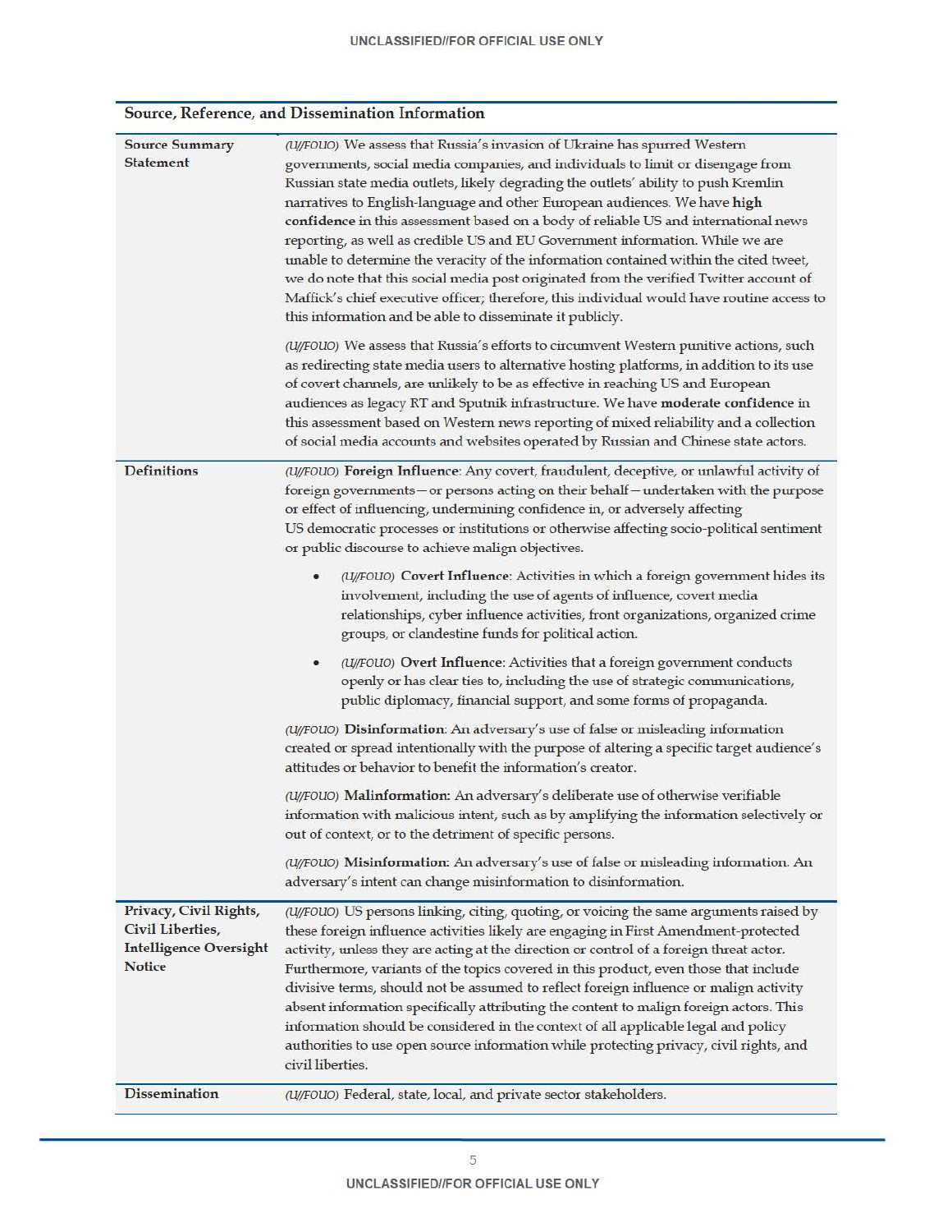## Source, Reference, and Dissemination Information

| | |
|---|---|
| **Source Summary Statement** | *(U//FOUO)* We assess that Russia's invasion of Ukraine has spurred Western governments, social media companies, and individuals to limit or disengage from Russian state media outlets, likely degrading the outlets' ability to push Kremlin narratives to English-language and other European audiences. We have **high confidence** in this assessment based on a body of reliable US and international news reporting, as well as credible US and EU Government information. While we are unable to determine the veracity of the information contained within the cited tweet, we do note that this social media post originated from the verified Twitter account of Maffick's chief executive officer; therefore, this individual would have routine access to this information and be able to disseminate it publicly.<br><br>*(U//FOUO)* We assess that Russia's efforts to circumvent Western punitive actions, such as redirecting state media users to alternative hosting platforms, in addition to its use of covert channels, are unlikely to be as effective in reaching US and European audiences as legacy RT and Sputnik infrastructure. We have **moderate confidence** in this assessment based on Western news reporting of mixed reliability and a collection of social media accounts and websites operated by Russian and Chinese state actors. |
| **Definitions** | *(U//FOUO)* **Foreign Influence**: Any covert, fraudulent, deceptive, or unlawful activity of foreign governments—or persons acting on their behalf—undertaken with the purpose or effect of influencing, undermining confidence in, or adversely affecting US democratic processes or institutions or otherwise affecting socio-political sentiment or public discourse to achieve malign objectives.<br><br>• *(U//FOUO)* **Covert Influence**: Activities in which a foreign government hides its involvement, including the use of agents of influence, covert media relationships, cyber influence activities, front organizations, organized crime groups, or clandestine funds for political action.<br><br>• *(U//FOUO)* **Overt Influence**: Activities that a foreign government conducts openly or has clear ties to, including the use of strategic communications, public diplomacy, financial support, and some forms of propaganda.<br><br>*(U//FOUO)* **Disinformation**: An adversary's use of false or misleading information created or spread intentionally with the purpose of altering a specific target audience's attitudes or behavior to benefit the information's creator.<br><br>*(U//FOUO)* **Malinformation:** An adversary's deliberate use of otherwise verifiable information with malicious intent, such as by amplifying the information selectively or out of context, or to the detriment of specific persons.<br><br>*(U//FOUO)* **Misinformation:** An adversary's use of false or misleading information. An adversary's intent can change misinformation to disinformation. |
| **Privacy, Civil Rights, Civil Liberties, Intelligence Oversight Notice** | *(U//FOUO)* US persons linking, citing, quoting, or voicing the same arguments raised by these foreign influence activities likely are engaging in First Amendment-protected activity, unless they are acting at the direction or control of a foreign threat actor. Furthermore, variants of the topics covered in this product, even those that include divisive terms, should not be assumed to reflect foreign influence or malign activity absent information specifically attributing the content to malign foreign actors. This information should be considered in the context of all applicable legal and policy authorities to use open source information while protecting privacy, civil rights, and civil liberties. |
| **Dissemination** | *(U//FOUO)* Federal, state, local, and private sector stakeholders. |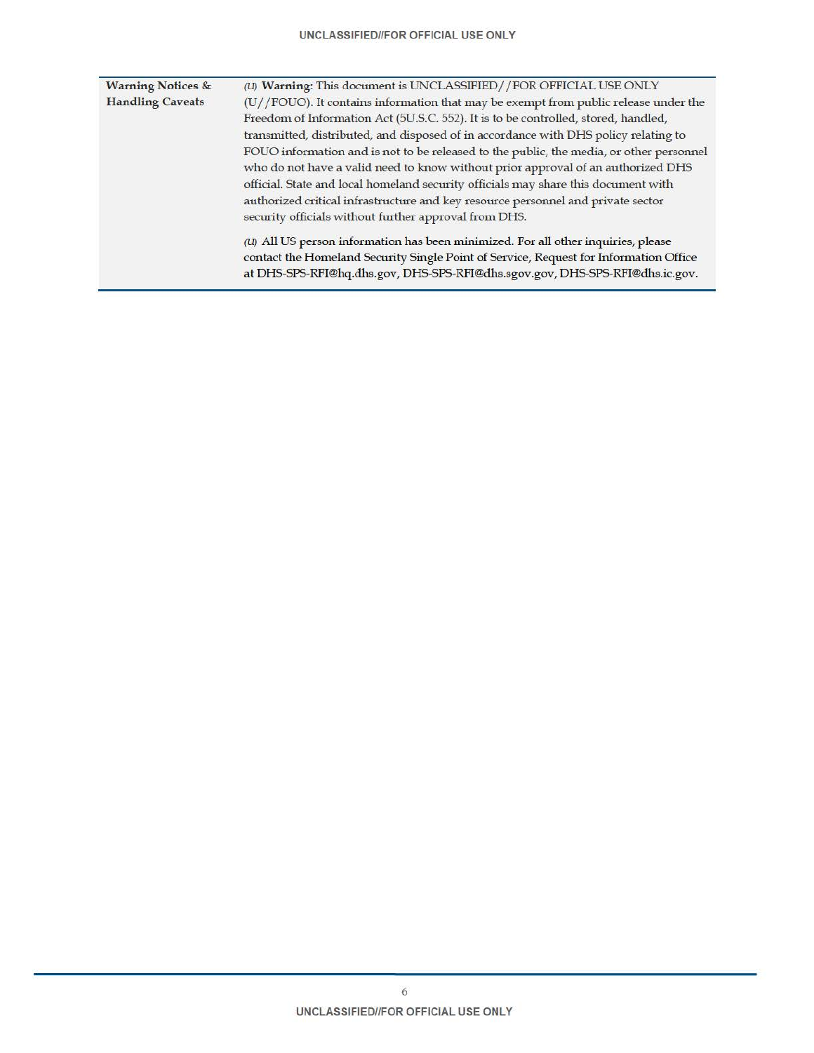| | |
|---|---|
| **Warning Notices & Handling Caveats** | (U) **Warning**: This document is UNCLASSIFIED//FOR OFFICIAL USE ONLY (U//FOUO). It contains information that may be exempt from public release under the Freedom of Information Act (5U.S.C. 552). It is to be controlled, stored, handled, transmitted, distributed, and disposed of in accordance with DHS policy relating to FOUO information and is not to be released to the public, the media, or other personnel who do not have a valid need to know without prior approval of an authorized DHS official. State and local homeland security officials may share this document with authorized critical infrastructure and key resource personnel and private sector security officials without further approval from DHS.<br><br>(U) All US person information has been minimized. For all other inquiries, please contact the Homeland Security Single Point of Service, Request for Information Office at DHS-SPS-RFI@hq.dhs.gov, DHS-SPS-RFI@dhs.sgov.gov, DHS-SPS-RFI@dhs.ic.gov. |